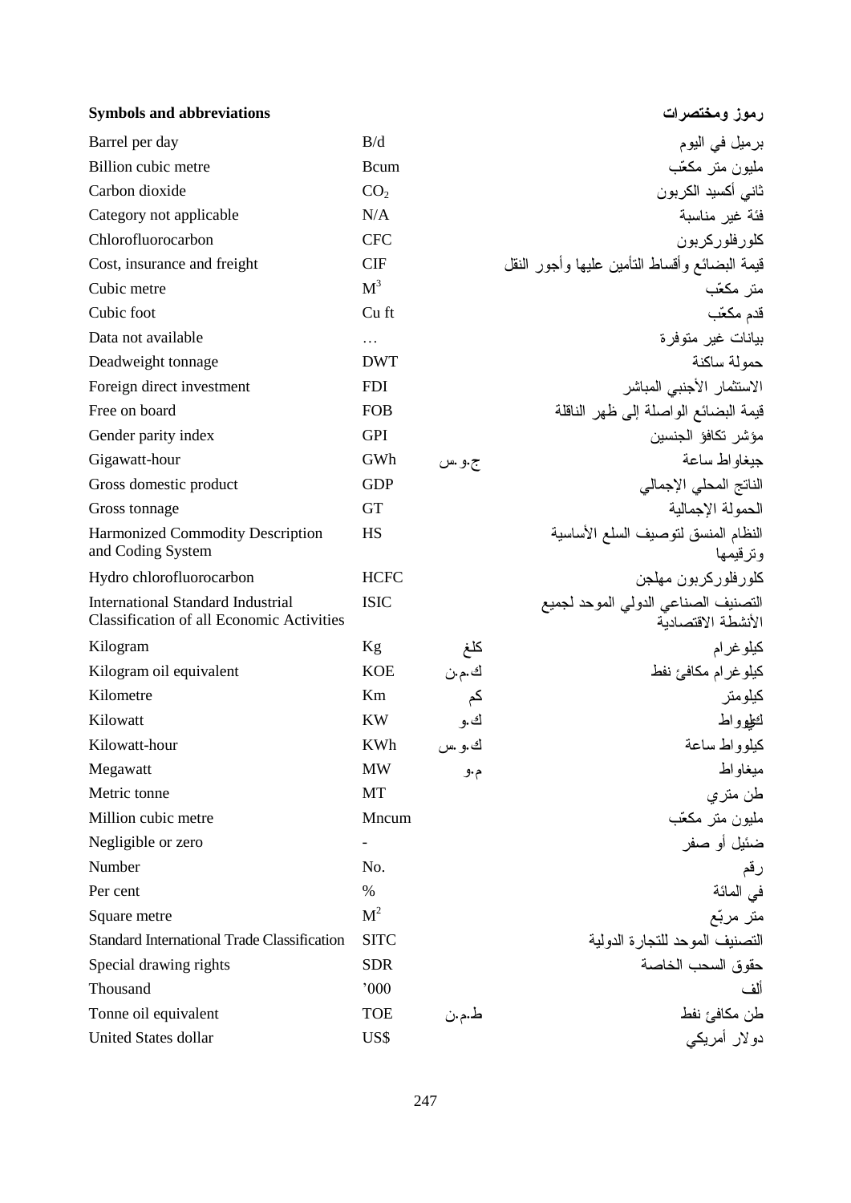## Symbols and abbreviations / رموز ومختصرات

| English | Symbol | Arabic symbol | Arabic |
|---|---|---|---|
| Barrel per day | B/d | | برميل في اليوم |
| Billion cubic metre | Bcum | | مليون متر مكعّب |
| Carbon dioxide | $CO_2$ | | ثاني أكسيد الكربون |
| Category not applicable | N/A | | فئة غير مناسبة |
| Chlorofluorocarbon | CFC | | كلورفلوركربون |
| Cost, insurance and freight | CIF | | قيمة البضائع وأقساط التأمين عليها وأجور النقل |
| Cubic metre | $M^3$ | | متر مكعّب |
| Cubic foot | Cu ft | | قدم مكعّب |
| Data not available | … | | بيانات غير متوفرة |
| Deadweight tonnage | DWT | | حمولة ساكنة |
| Foreign direct investment | FDI | | الاستثمار الأجنبي المباشر |
| Free on board | FOB | | قيمة البضائع الواصلة إلى ظهر الناقلة |
| Gender parity index | GPI | | مؤشر تكافؤ الجنسين |
| Gigawatt-hour | GWh | ج.و.س | جيغاواط ساعة |
| Gross domestic product | GDP | | الناتج المحلي الإجمالي |
| Gross tonnage | GT | | الحمولة الإجمالية |
| Harmonized Commodity Description and Coding System | HS | | النظام المنسق لتوصيف السلع الأساسية وترقيمها |
| Hydro chlorofluorocarbon | HCFC | | كلورفلوركربون مهلجن |
| International Standard Industrial Classification of all Economic Activities | ISIC | | التصنيف الصناعي الدولي الموحد لجميع الأنشطة الاقتصادية |
| Kilogram | Kg | كلغ | كيلوغرام |
| Kilogram oil equivalent | KOE | ك.م.ن | كيلوغرام مكافئ نفط |
| Kilometre | Km | كم | كيلومتر |
| Kilowatt | KW | ك.و | كيلوواط |
| Kilowatt-hour | KWh | ك.و.س | كيلوواط ساعة |
| Megawatt | MW | م.و | ميغاواط |
| Metric tonne | MT | | طن متري |
| Million cubic metre | Mncum | | مليون متر مكعّب |
| Negligible or zero | - | | ضئيل أو صفر |
| Number | No. | | رقم |
| Per cent | % | | في المائة |
| Square metre | $M^2$ | | متر مربّع |
| Standard International Trade Classification | SITC | | التصنيف الموحد للتجارة الدولية |
| Special drawing rights | SDR | | حقوق السحب الخاصة |
| Thousand | '000 | | ألف |
| Tonne oil equivalent | TOE | ط.م.ن | طن مكافئ نفط |
| United States dollar | US$ | | دولار أمريكي |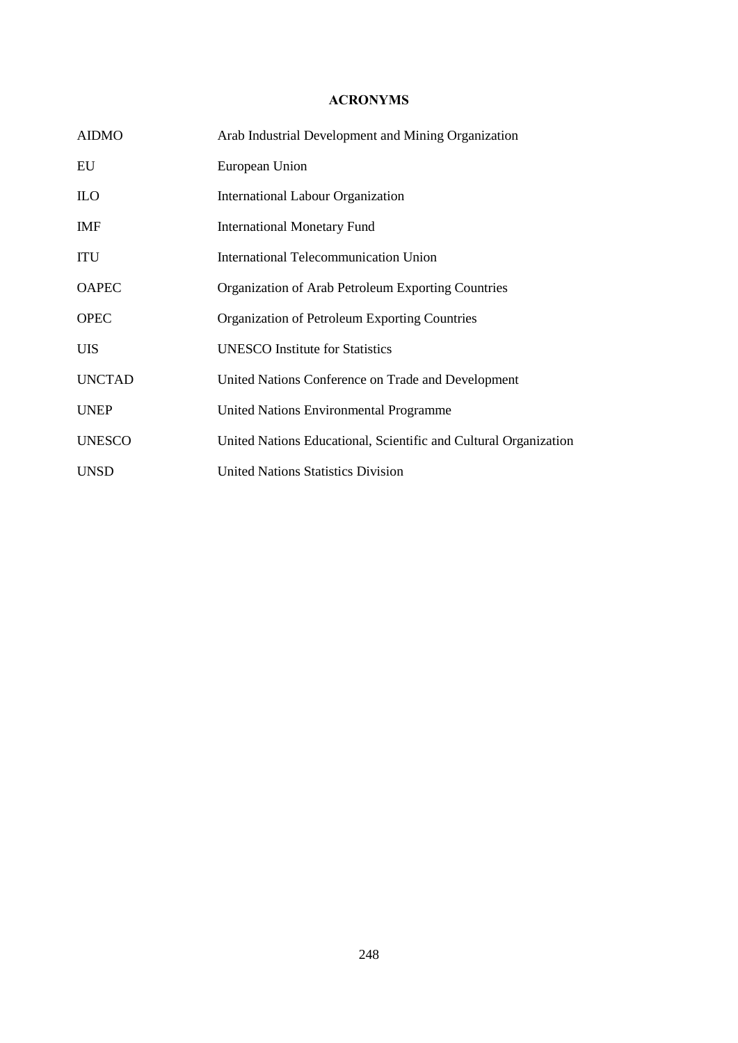## ACRONYMS

| | |
|---|---|
| AIDMO | Arab Industrial Development and Mining Organization |
| EU | European Union |
| ILO | International Labour Organization |
| IMF | International Monetary Fund |
| ITU | International Telecommunication Union |
| OAPEC | Organization of Arab Petroleum Exporting Countries |
| OPEC | Organization of Petroleum Exporting Countries |
| UIS | UNESCO Institute for Statistics |
| UNCTAD | United Nations Conference on Trade and Development |
| UNEP | United Nations Environmental Programme |
| UNESCO | United Nations Educational, Scientific and Cultural Organization |
| UNSD | United Nations Statistics Division |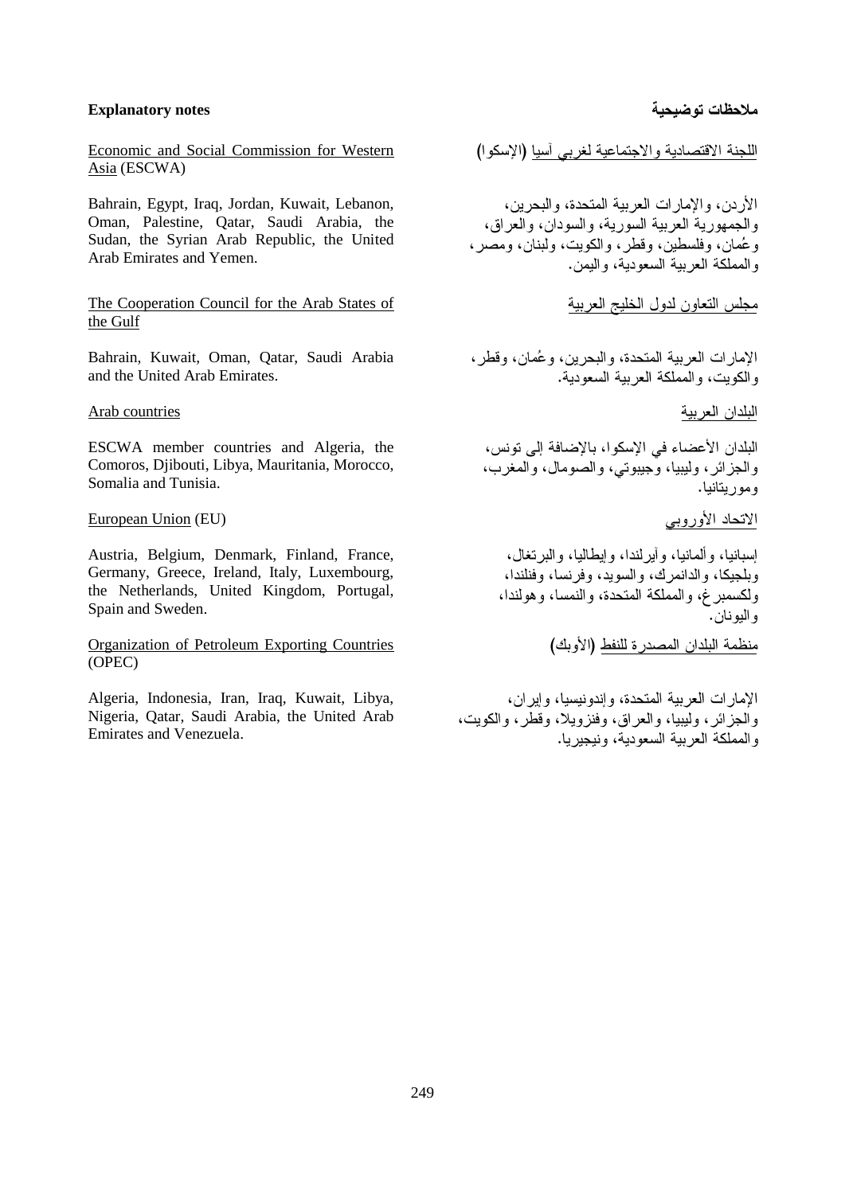## Explanatory notes

Economic and Social Commission for Western Asia (ESCWA)

Bahrain, Egypt, Iraq, Jordan, Kuwait, Lebanon, Oman, Palestine, Qatar, Saudi Arabia, the Sudan, the Syrian Arab Republic, the United Arab Emirates and Yemen.

The Cooperation Council for the Arab States of the Gulf

Bahrain, Kuwait, Oman, Qatar, Saudi Arabia and the United Arab Emirates.

Arab countries

ESCWA member countries and Algeria, the Comoros, Djibouti, Libya, Mauritania, Morocco, Somalia and Tunisia.

European Union (EU)

Austria, Belgium, Denmark, Finland, France, Germany, Greece, Ireland, Italy, Luxembourg, the Netherlands, United Kingdom, Portugal, Spain and Sweden.

Organization of Petroleum Exporting Countries (OPEC)

Algeria, Indonesia, Iran, Iraq, Kuwait, Libya, Nigeria, Qatar, Saudi Arabia, the United Arab Emirates and Venezuela.

## ملاحظات توضيحية

اللجنة الاقتصادية والاجتماعية لغربي آسيا (الإسكوا)

الأردن، والإمارات العربية المتحدة، والبحرين، والجمهورية العربية السورية، والسودان، والعراق، وعُمان، وفلسطين، وقطر، والكويت، ولبنان، ومصر، والمملكة العربية السعودية، واليمن.

مجلس التعاون لدول الخليج العربية

الإمارات العربية المتحدة، والبحرين، وعُمان، وقطر، والكويت، والمملكة العربية السعودية.

البلدان العربية

البلدان الأعضاء في الإسكوا، بالإضافة إلى تونس، والجزائر، وليبيا، وجيبوتي، والصومال، والمغرب، وموريتانيا.

الاتحاد الأوروبي

إسبانيا، وألمانيا، وأيرلندا، وإيطاليا، والبرتغال، وبلجيكا، والدانمرك، والسويد، وفرنسا، وفنلندا، ولكسمبرغ، والمملكة المتحدة، والنمسا، وهولندا، واليونان.

منظمة البلدان المصدرة للنفط (الأوبك)

الإمارات العربية المتحدة، وإندونيسيا، وإيران، والجزائر، وليبيا، والعراق، وفنزويلا، وقطر، والكويت، والمملكة العربية السعودية، ونيجيريا.